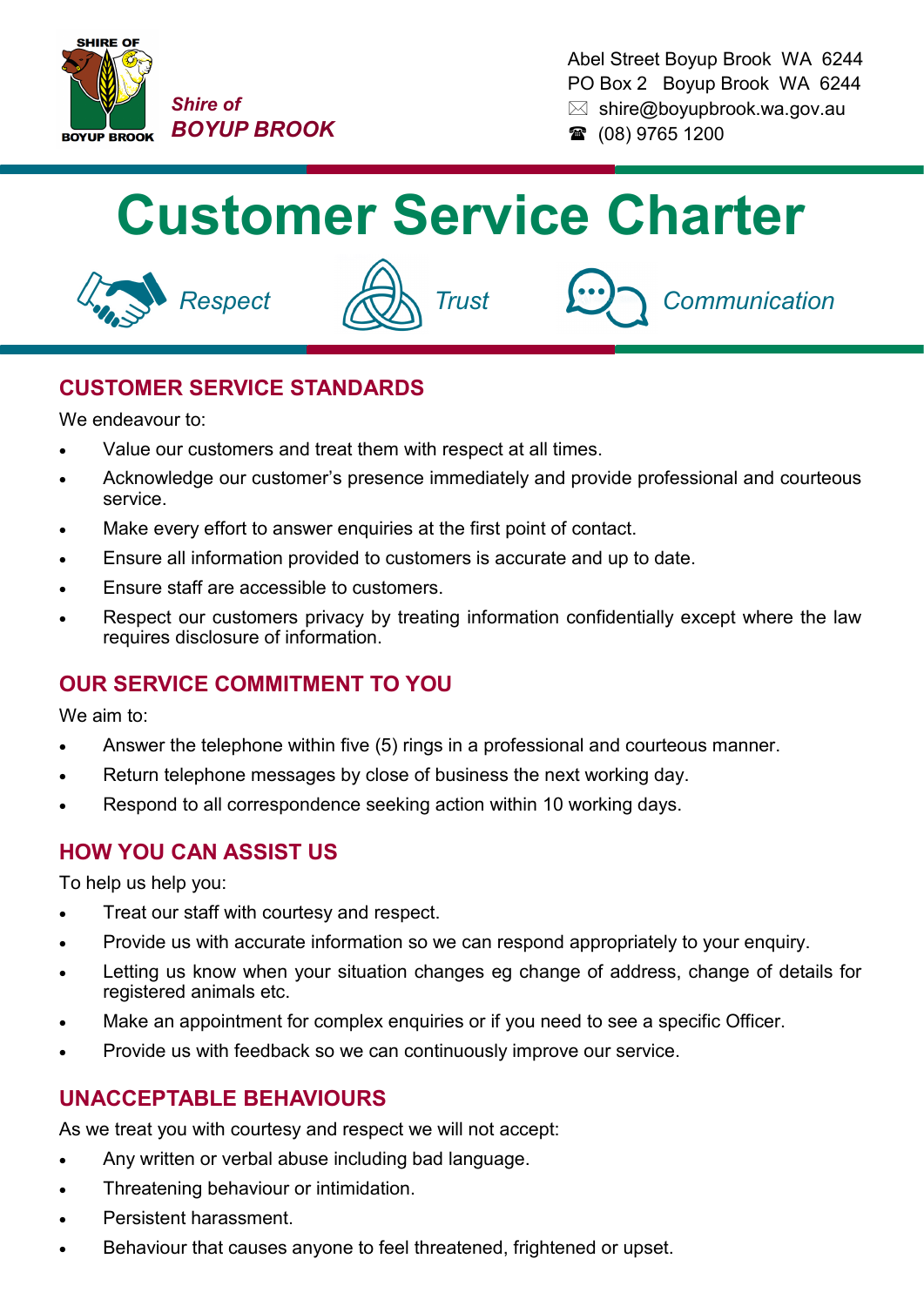Shire of
BOYUP BROOK

Abel Street Boyup Brook WA 6244
PO Box 2 Boyup Brook WA 6244
shire@boyupbrook.wa.gov.au
(08) 9765 1200

# Customer Service Charter

*Respect* *Trust* *Communication*

## CUSTOMER SERVICE STANDARDS

We endeavour to:

- Value our customers and treat them with respect at all times.
- Acknowledge our customer's presence immediately and provide professional and courteous service.
- Make every effort to answer enquiries at the first point of contact.
- Ensure all information provided to customers is accurate and up to date.
- Ensure staff are accessible to customers.
- Respect our customers privacy by treating information confidentially except where the law requires disclosure of information.

## OUR SERVICE COMMITMENT TO YOU

We aim to:

- Answer the telephone within five (5) rings in a professional and courteous manner.
- Return telephone messages by close of business the next working day.
- Respond to all correspondence seeking action within 10 working days.

## HOW YOU CAN ASSIST US

To help us help you:

- Treat our staff with courtesy and respect.
- Provide us with accurate information so we can respond appropriately to your enquiry.
- Letting us know when your situation changes eg change of address, change of details for registered animals etc.
- Make an appointment for complex enquiries or if you need to see a specific Officer.
- Provide us with feedback so we can continuously improve our service.

## UNACCEPTABLE BEHAVIOURS

As we treat you with courtesy and respect we will not accept:

- Any written or verbal abuse including bad language.
- Threatening behaviour or intimidation.
- Persistent harassment.
- Behaviour that causes anyone to feel threatened, frightened or upset.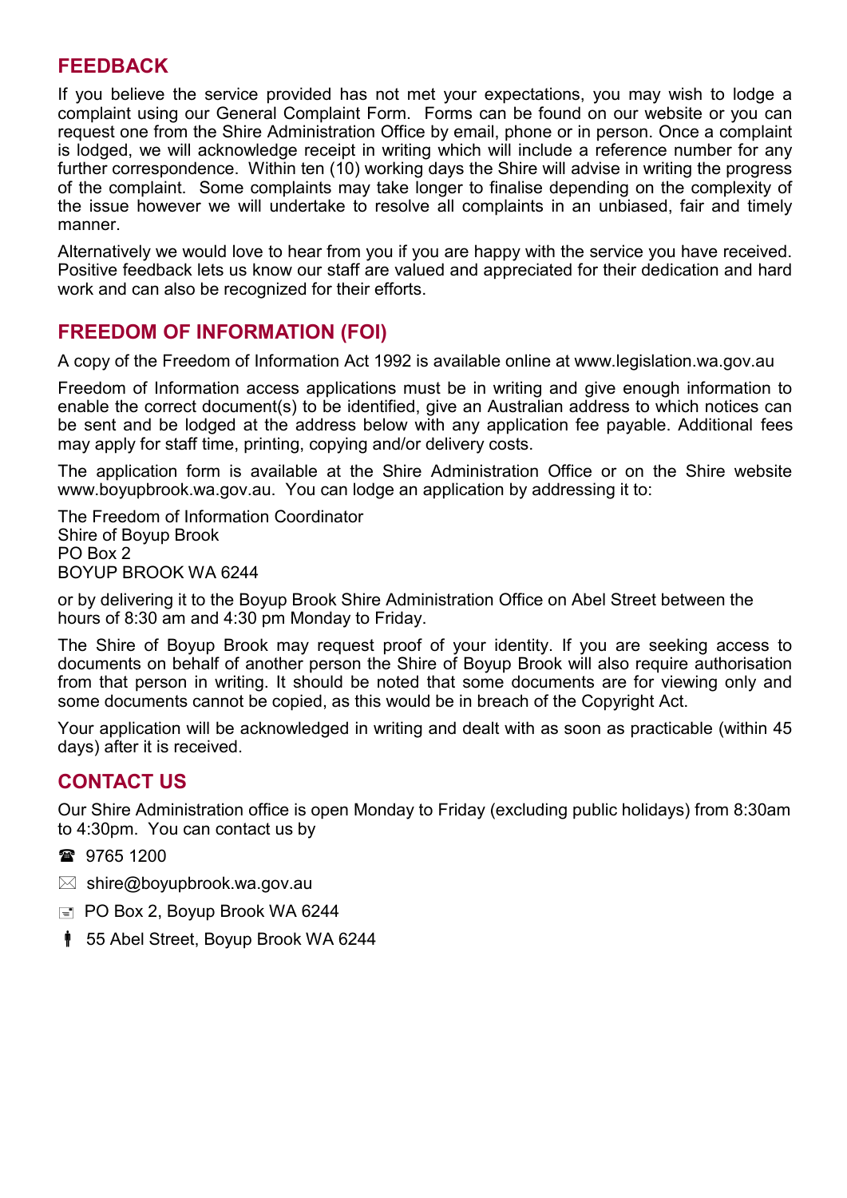## FEEDBACK

If you believe the service provided has not met your expectations, you may wish to lodge a complaint using our General Complaint Form. Forms can be found on our website or you can request one from the Shire Administration Office by email, phone or in person. Once a complaint is lodged, we will acknowledge receipt in writing which will include a reference number for any further correspondence. Within ten (10) working days the Shire will advise in writing the progress of the complaint. Some complaints may take longer to finalise depending on the complexity of the issue however we will undertake to resolve all complaints in an unbiased, fair and timely manner.

Alternatively we would love to hear from you if you are happy with the service you have received. Positive feedback lets us know our staff are valued and appreciated for their dedication and hard work and can also be recognized for their efforts.

## FREEDOM OF INFORMATION (FOI)

A copy of the Freedom of Information Act 1992 is available online at www.legislation.wa.gov.au

Freedom of Information access applications must be in writing and give enough information to enable the correct document(s) to be identified, give an Australian address to which notices can be sent and be lodged at the address below with any application fee payable. Additional fees may apply for staff time, printing, copying and/or delivery costs.

The application form is available at the Shire Administration Office or on the Shire website www.boyupbrook.wa.gov.au. You can lodge an application by addressing it to:

The Freedom of Information Coordinator
Shire of Boyup Brook
PO Box 2
BOYUP BROOK WA 6244

or by delivering it to the Boyup Brook Shire Administration Office on Abel Street between the hours of 8:30 am and 4:30 pm Monday to Friday.

The Shire of Boyup Brook may request proof of your identity. If you are seeking access to documents on behalf of another person the Shire of Boyup Brook will also require authorisation from that person in writing. It should be noted that some documents are for viewing only and some documents cannot be copied, as this would be in breach of the Copyright Act.

Your application will be acknowledged in writing and dealt with as soon as practicable (within 45 days) after it is received.

## CONTACT US

Our Shire Administration office is open Monday to Friday (excluding public holidays) from 8:30am to 4:30pm. You can contact us by

- ☎ 9765 1200
- ✉ shire@boyupbrook.wa.gov.au
- PO Box 2, Boyup Brook WA 6244
- 55 Abel Street, Boyup Brook WA 6244